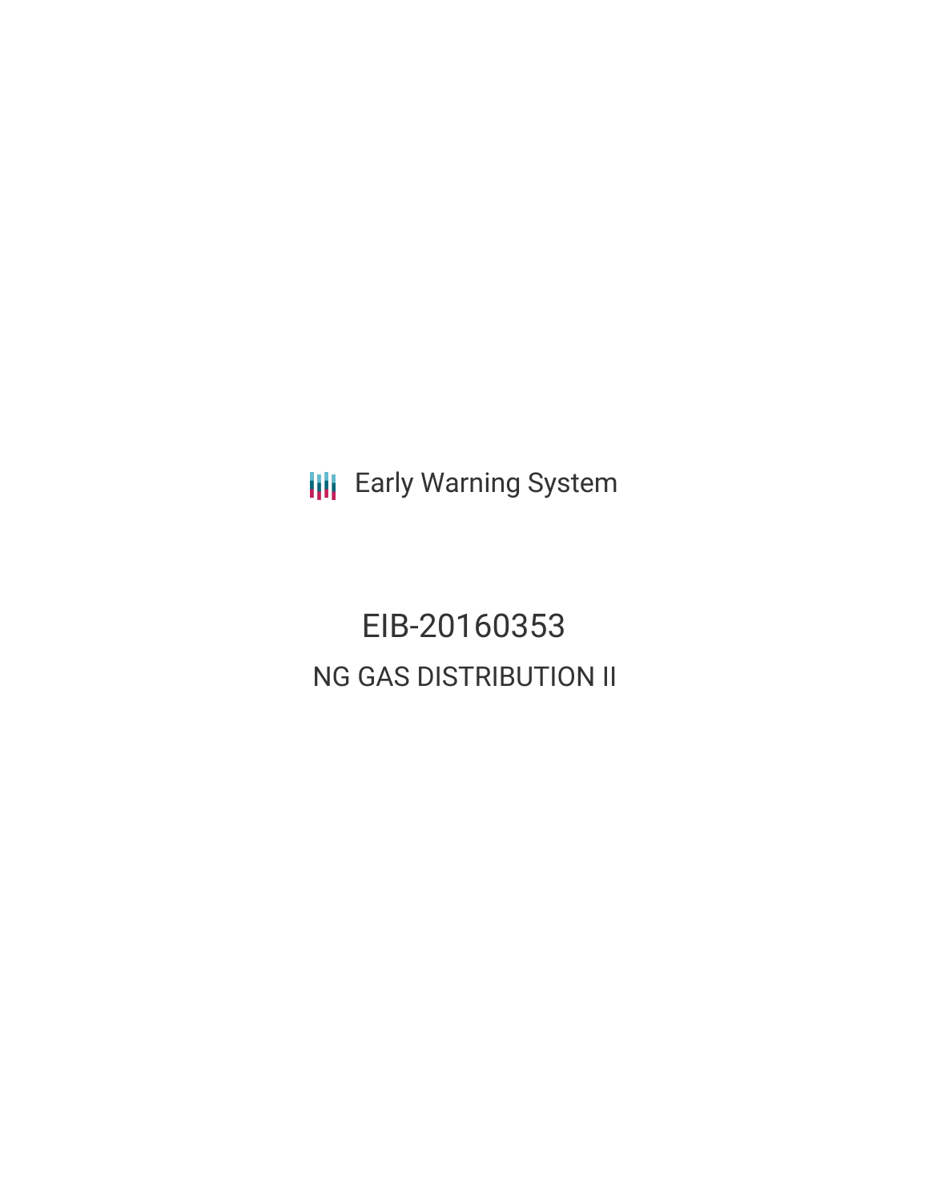Early Warning System

# EIB-20160353

## NG GAS DISTRIBUTION II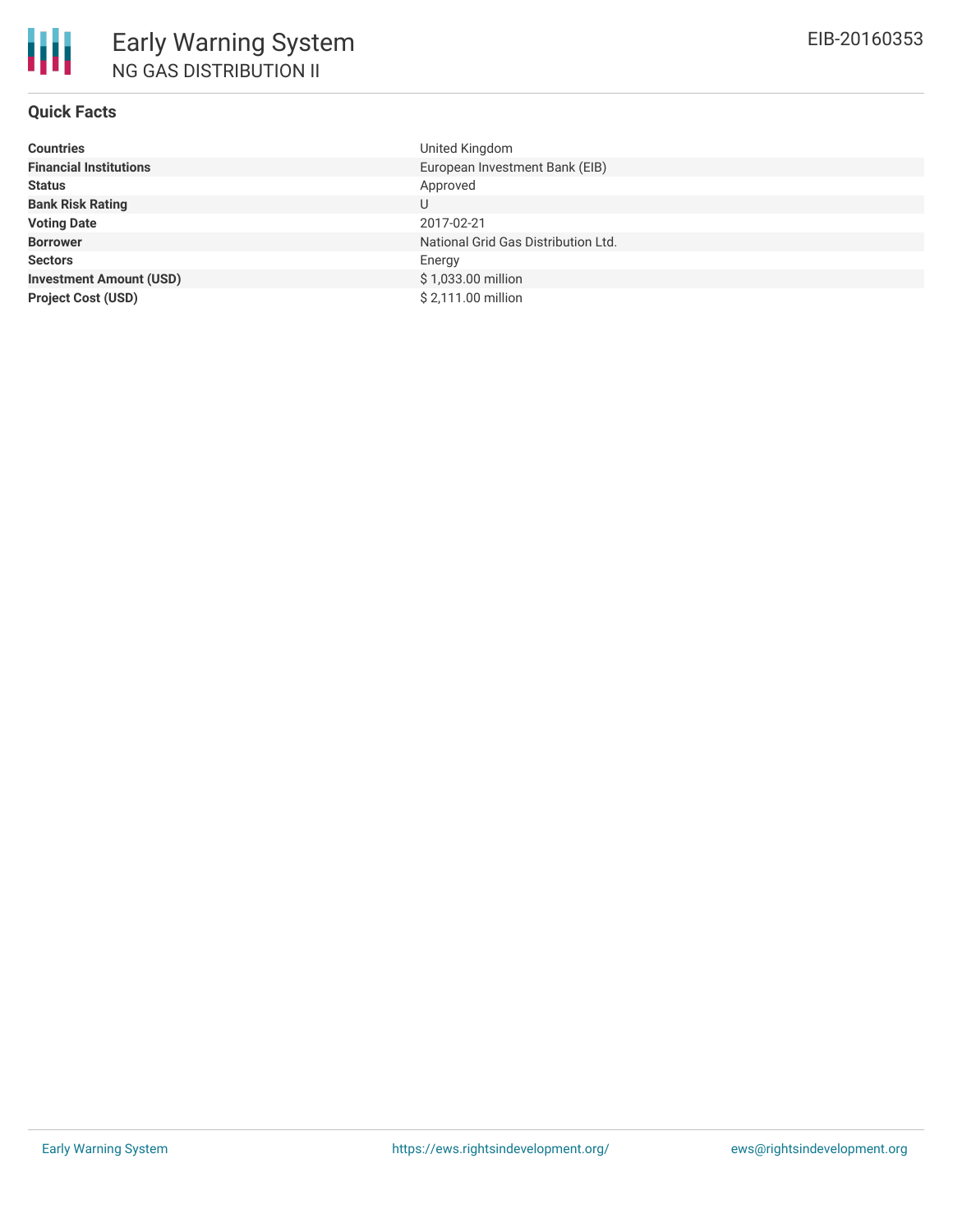# Early Warning System

## NG GAS DISTRIBUTION II

EIB-20160353

### Quick Facts

| | |
|---|---|
| **Countries** | United Kingdom |
| **Financial Institutions** | European Investment Bank (EIB) |
| **Status** | Approved |
| **Bank Risk Rating** | U |
| **Voting Date** | 2017-02-21 |
| **Borrower** | National Grid Gas Distribution Ltd. |
| **Sectors** | Energy |
| **Investment Amount (USD)** | $ 1,033.00 million |
| **Project Cost (USD)** | $ 2,111.00 million |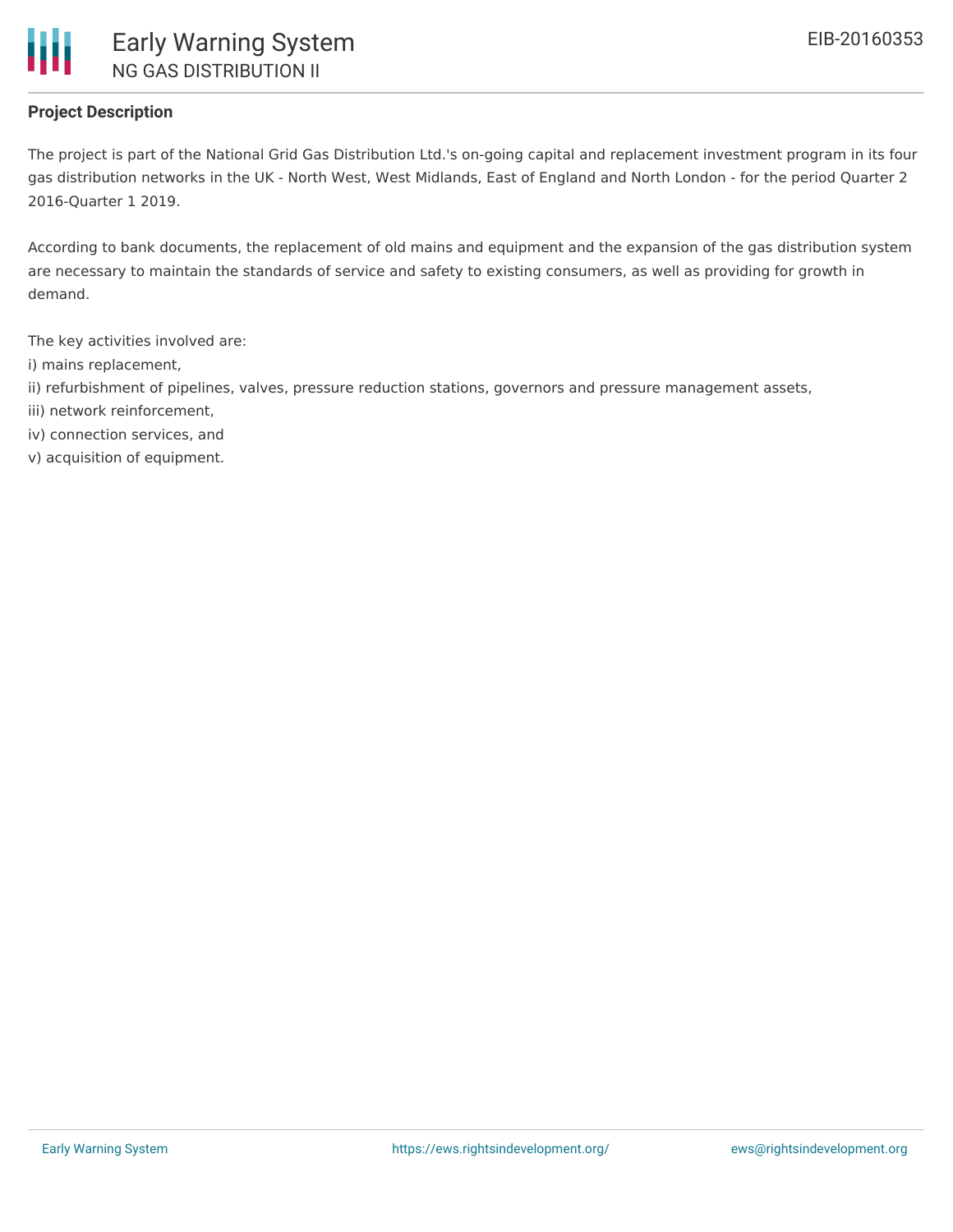## Project Description

The project is part of the National Grid Gas Distribution Ltd.'s on-going capital and replacement investment program in its four gas distribution networks in the UK - North West, West Midlands, East of England and North London - for the period Quarter 2 2016-Quarter 1 2019.

According to bank documents, the replacement of old mains and equipment and the expansion of the gas distribution system are necessary to maintain the standards of service and safety to existing consumers, as well as providing for growth in demand.

The key activities involved are:
i) mains replacement,
ii) refurbishment of pipelines, valves, pressure reduction stations, governors and pressure management assets,
iii) network reinforcement,
iv) connection services, and
v) acquisition of equipment.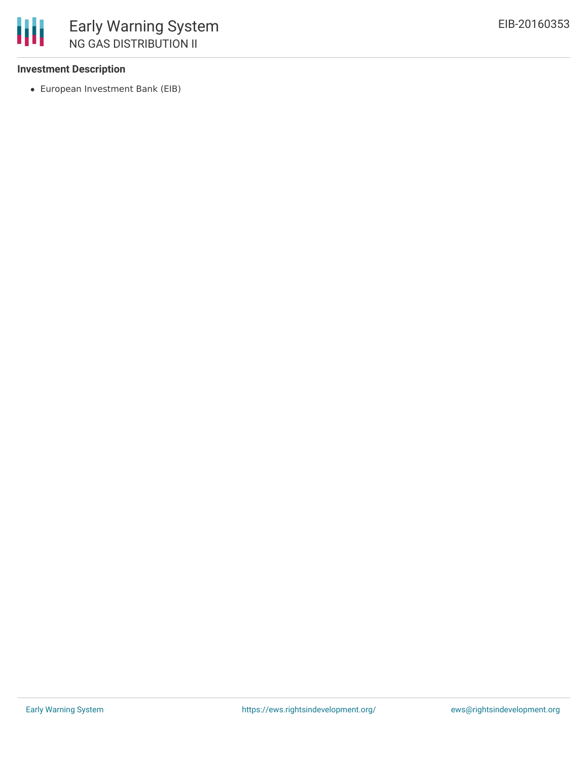### Investment Description

- European Investment Bank (EIB)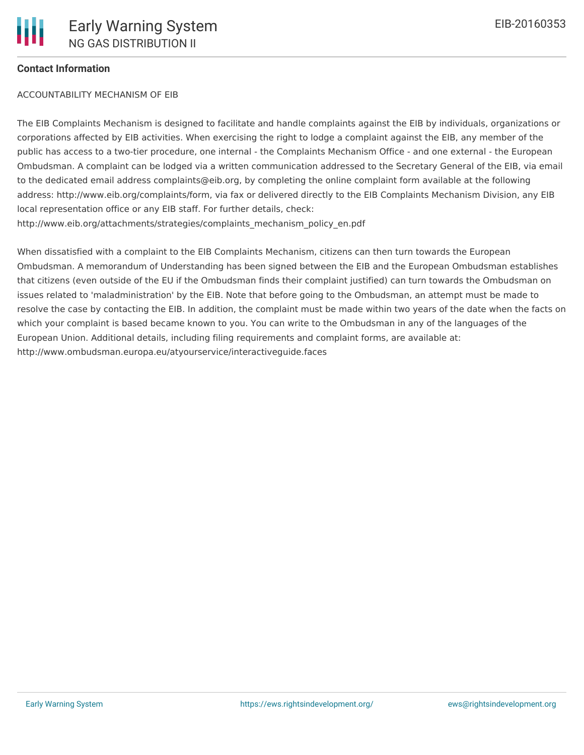**Contact Information**

ACCOUNTABILITY MECHANISM OF EIB

The EIB Complaints Mechanism is designed to facilitate and handle complaints against the EIB by individuals, organizations or corporations affected by EIB activities. When exercising the right to lodge a complaint against the EIB, any member of the public has access to a two-tier procedure, one internal - the Complaints Mechanism Office - and one external - the European Ombudsman. A complaint can be lodged via a written communication addressed to the Secretary General of the EIB, via email to the dedicated email address complaints@eib.org, by completing the online complaint form available at the following address: http://www.eib.org/complaints/form, via fax or delivered directly to the EIB Complaints Mechanism Division, any EIB local representation office or any EIB staff. For further details, check: http://www.eib.org/attachments/strategies/complaints_mechanism_policy_en.pdf

When dissatisfied with a complaint to the EIB Complaints Mechanism, citizens can then turn towards the European Ombudsman. A memorandum of Understanding has been signed between the EIB and the European Ombudsman establishes that citizens (even outside of the EU if the Ombudsman finds their complaint justified) can turn towards the Ombudsman on issues related to 'maladministration' by the EIB. Note that before going to the Ombudsman, an attempt must be made to resolve the case by contacting the EIB. In addition, the complaint must be made within two years of the date when the facts on which your complaint is based became known to you. You can write to the Ombudsman in any of the languages of the European Union. Additional details, including filing requirements and complaint forms, are available at: http://www.ombudsman.europa.eu/atyourservice/interactiveguide.faces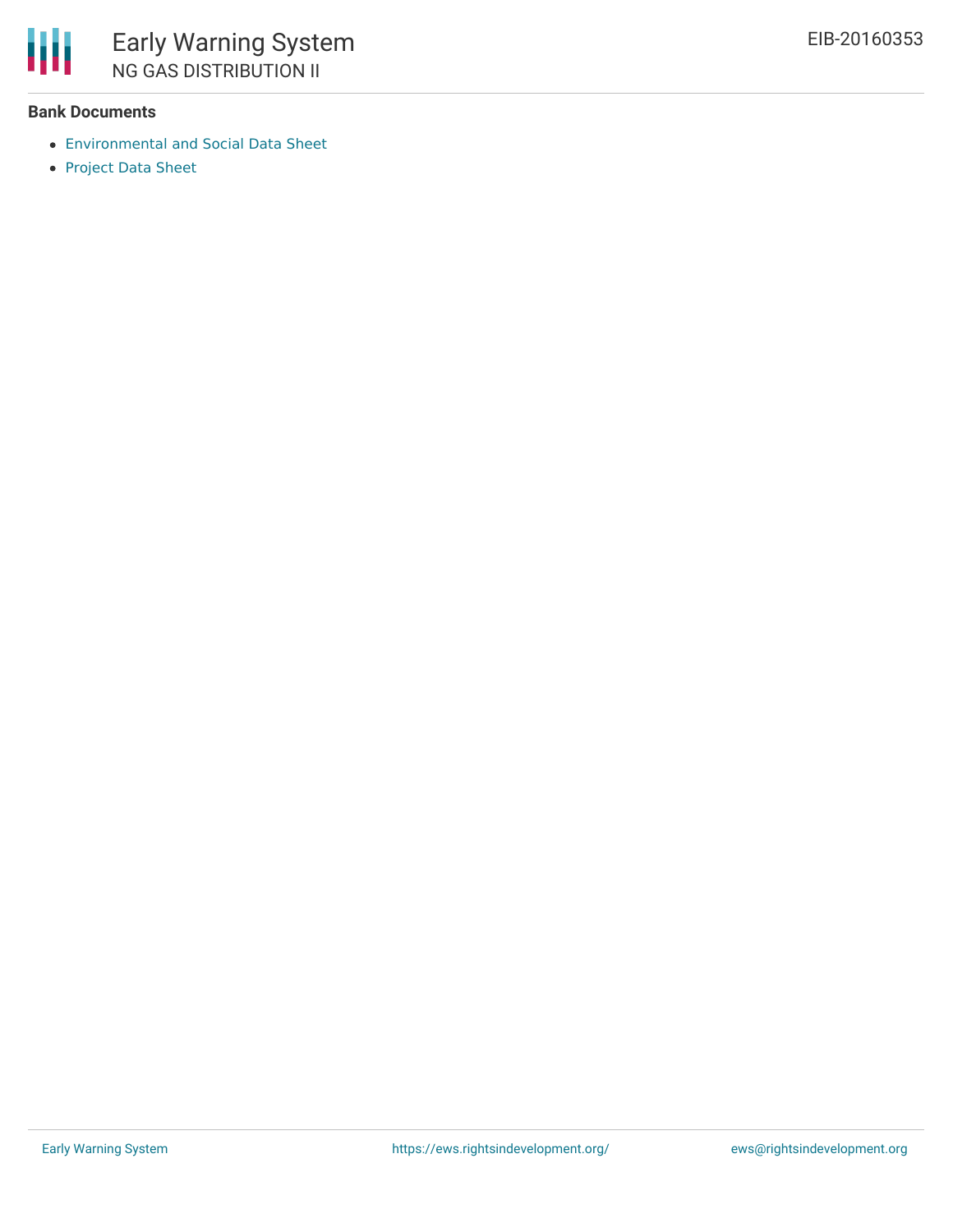**Bank Documents**

- Environmental and Social Data Sheet
- Project Data Sheet